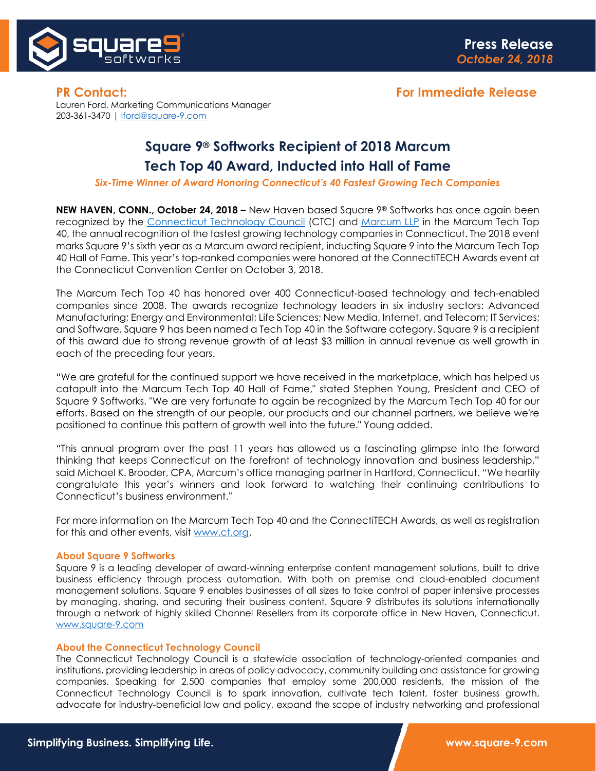**Press Release**
*October 24, 2018*

**PR Contact:**
Lauren Ford, Marketing Communications Manager
203-361-3470 | lford@square-9.com

**For Immediate Release**

# Square 9® Softworks Recipient of 2018 Marcum Tech Top 40 Award, Inducted into Hall of Fame

***Six-Time Winner of Award Honoring Connecticut's 40 Fastest Growing Tech Companies***

**NEW HAVEN, CONN., October 24, 2018 –** New Haven based Square 9® Softworks has once again been recognized by the Connecticut Technology Council (CTC) and Marcum LLP in the Marcum Tech Top 40, the annual recognition of the fastest growing technology companies in Connecticut. The 2018 event marks Square 9's sixth year as a Marcum award recipient, inducting Square 9 into the Marcum Tech Top 40 Hall of Fame. This year's top-ranked companies were honored at the ConnectiTECH Awards event at the Connecticut Convention Center on October 3, 2018.

The Marcum Tech Top 40 has honored over 400 Connecticut-based technology and tech-enabled companies since 2008. The awards recognize technology leaders in six industry sectors: Advanced Manufacturing; Energy and Environmental; Life Sciences; New Media, Internet, and Telecom; IT Services; and Software. Square 9 has been named a Tech Top 40 in the Software category. Square 9 is a recipient of this award due to strong revenue growth of at least $3 million in annual revenue as well growth in each of the preceding four years.

"We are grateful for the continued support we have received in the marketplace, which has helped us catapult into the Marcum Tech Top 40 Hall of Fame," stated Stephen Young, President and CEO of Square 9 Softworks. "We are very fortunate to again be recognized by the Marcum Tech Top 40 for our efforts. Based on the strength of our people, our products and our channel partners, we believe we're positioned to continue this pattern of growth well into the future." Young added.

"This annual program over the past 11 years has allowed us a fascinating glimpse into the forward thinking that keeps Connecticut on the forefront of technology innovation and business leadership," said Michael K. Brooder, CPA, Marcum's office managing partner in Hartford, Connecticut. "We heartily congratulate this year's winners and look forward to watching their continuing contributions to Connecticut's business environment."

For more information on the Marcum Tech Top 40 and the ConnectiTECH Awards, as well as registration for this and other events, visit www.ct.org.

### About Square 9 Softworks

Square 9 is a leading developer of award-winning enterprise content management solutions, built to drive business efficiency through process automation. With both on premise and cloud-enabled document management solutions, Square 9 enables businesses of all sizes to take control of paper intensive processes by managing, sharing, and securing their business content. Square 9 distributes its solutions internationally through a network of highly skilled Channel Resellers from its corporate office in New Haven, Connecticut. www.square-9.com

### About the Connecticut Technology Council

The Connecticut Technology Council is a statewide association of technology-oriented companies and institutions, providing leadership in areas of policy advocacy, community building and assistance for growing companies. Speaking for 2,500 companies that employ some 200,000 residents, the mission of the Connecticut Technology Council is to spark innovation, cultivate tech talent, foster business growth, advocate for industry-beneficial law and policy, expand the scope of industry networking and professional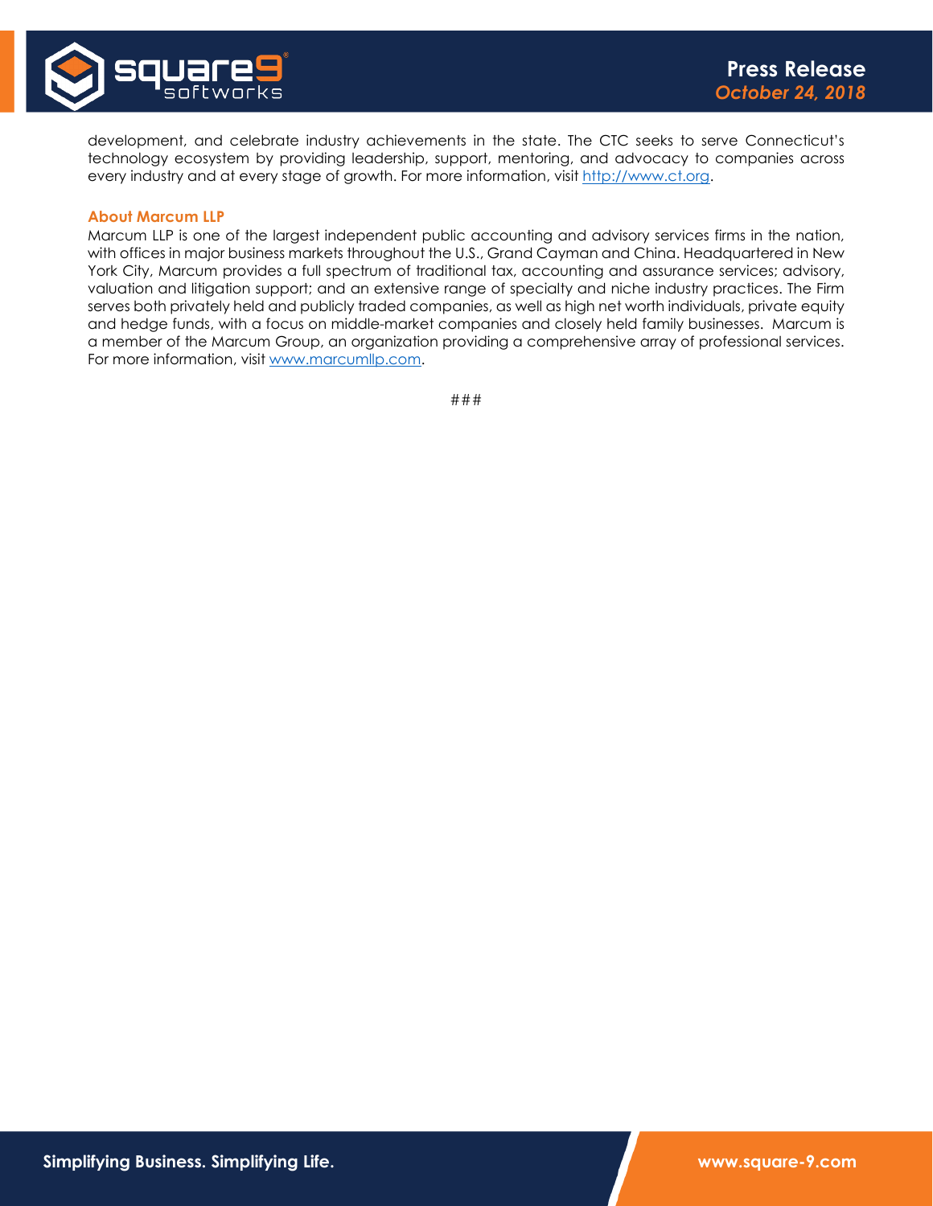development, and celebrate industry achievements in the state. The CTC seeks to serve Connecticut's technology ecosystem by providing leadership, support, mentoring, and advocacy to companies across every industry and at every stage of growth. For more information, visit [http://www.ct.org](http://www.ct.org).

**About Marcum LLP**

Marcum LLP is one of the largest independent public accounting and advisory services firms in the nation, with offices in major business markets throughout the U.S., Grand Cayman and China. Headquartered in New York City, Marcum provides a full spectrum of traditional tax, accounting and assurance services; advisory, valuation and litigation support; and an extensive range of specialty and niche industry practices. The Firm serves both privately held and publicly traded companies, as well as high net worth individuals, private equity and hedge funds, with a focus on middle-market companies and closely held family businesses. Marcum is a member of the Marcum Group, an organization providing a comprehensive array of professional services. For more information, visit [www.marcumllp.com](http://www.marcumllp.com).

###